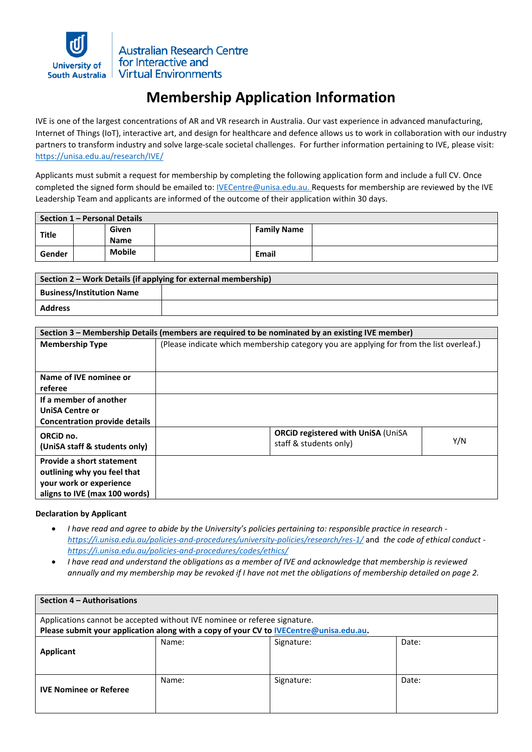University of South Australia | Australian Research Centre for Interactive and Virtual Environments

# Membership Application Information

IVE is one of the largest concentrations of AR and VR research in Australia. Our vast experience in advanced manufacturing, Internet of Things (IoT), interactive art, and design for healthcare and defence allows us to work in collaboration with our industry partners to transform industry and solve large-scale societal challenges. For further information pertaining to IVE, please visit: https://unisa.edu.au/research/IVE/

Applicants must submit a request for membership by completing the following application form and include a full CV. Once completed the signed form should be emailed to: IVECentre@unisa.edu.au. Requests for membership are reviewed by the IVE Leadership Team and applicants are informed of the outcome of their application within 30 days.

| **Section 1 – Personal Details** | | | | | |
|---|---|---|---|---|---|
| **Title** | | **Given Name** | | **Family Name** | |
| **Gender** | | **Mobile** | | **Email** | |

| **Section 2 – Work Details (if applying for external membership)** | |
|---|---|
| **Business/Institution Name** | |
| **Address** | |

| **Section 3 – Membership Details (members are required to be nominated by an existing IVE member)** | | | |
|---|---|---|---|
| **Membership Type** | (Please indicate which membership category you are applying for from the list overleaf.) | | |
| **Name of IVE nominee or referee** | | | |
| **If a member of another UniSA Centre or Concentration provide details** | | | |
| **ORCiD no. (UniSA staff & students only)** | | **ORCiD registered with UniSA** (UniSA staff & students only) | Y/N |
| **Provide a short statement outlining why you feel that your work or experience aligns to IVE (max 100 words)** | | | |

**Declaration by Applicant**

- *I have read and agree to abide by the University's policies pertaining to: responsible practice in research - https://i.unisa.edu.au/policies-and-procedures/university-policies/research/res-1/* and *the code of ethical conduct - https://i.unisa.edu.au/policies-and-procedures/codes/ethics/*
- *I have read and understand the obligations as a member of IVE and acknowledge that membership is reviewed annually and my membership may be revoked if I have not met the obligations of membership detailed on page 2.*

| **Section 4 – Authorisations** | | | |
|---|---|---|---|
| Applications cannot be accepted without IVE nominee or referee signature.<br>**Please submit your application along with a copy of your CV to IVECentre@unisa.edu.au.** | | | |
| **Applicant** | Name: | Signature: | Date: |
| **IVE Nominee or Referee** | Name: | Signature: | Date: |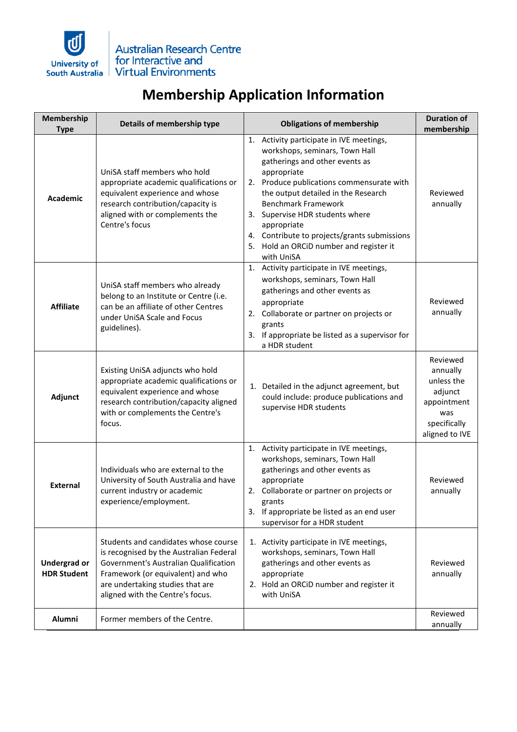University of South Australia | Australian Research Centre for Interactive and Virtual Environments

# Membership Application Information

| Membership Type | Details of membership type | Obligations of membership | Duration of membership |
|---|---|---|---|
| **Academic** | UniSA staff members who hold appropriate academic qualifications or equivalent experience and whose research contribution/capacity is aligned with or complements the Centre's focus | 1. Activity participate in IVE meetings, workshops, seminars, Town Hall gatherings and other events as appropriate<br>2. Produce publications commensurate with the output detailed in the Research Benchmark Framework<br>3. Supervise HDR students where appropriate<br>4. Contribute to projects/grants submissions<br>5. Hold an ORCiD number and register it with UniSA | Reviewed annually |
| **Affiliate** | UniSA staff members who already belong to an Institute or Centre (i.e. can be an affiliate of other Centres under UniSA Scale and Focus guidelines). | 1. Activity participate in IVE meetings, workshops, seminars, Town Hall gatherings and other events as appropriate<br>2. Collaborate or partner on projects or grants<br>3. If appropriate be listed as a supervisor for a HDR student | Reviewed annually |
| **Adjunct** | Existing UniSA adjuncts who hold appropriate academic qualifications or equivalent experience and whose research contribution/capacity aligned with or complements the Centre's focus. | 1. Detailed in the adjunct agreement, but could include: produce publications and supervise HDR students | Reviewed annually unless the adjunct appointment was specifically aligned to IVE |
| **External** | Individuals who are external to the University of South Australia and have current industry or academic experience/employment. | 1. Activity participate in IVE meetings, workshops, seminars, Town Hall gatherings and other events as appropriate<br>2. Collaborate or partner on projects or grants<br>3. If appropriate be listed as an end user supervisor for a HDR student | Reviewed annually |
| **Undergrad or HDR Student** | Students and candidates whose course is recognised by the Australian Federal Government's Australian Qualification Framework (or equivalent) and who are undertaking studies that are aligned with the Centre's focus. | 1. Activity participate in IVE meetings, workshops, seminars, Town Hall gatherings and other events as appropriate<br>2. Hold an ORCiD number and register it with UniSA | Reviewed annually |
| **Alumni** | Former members of the Centre. | | Reviewed annually |